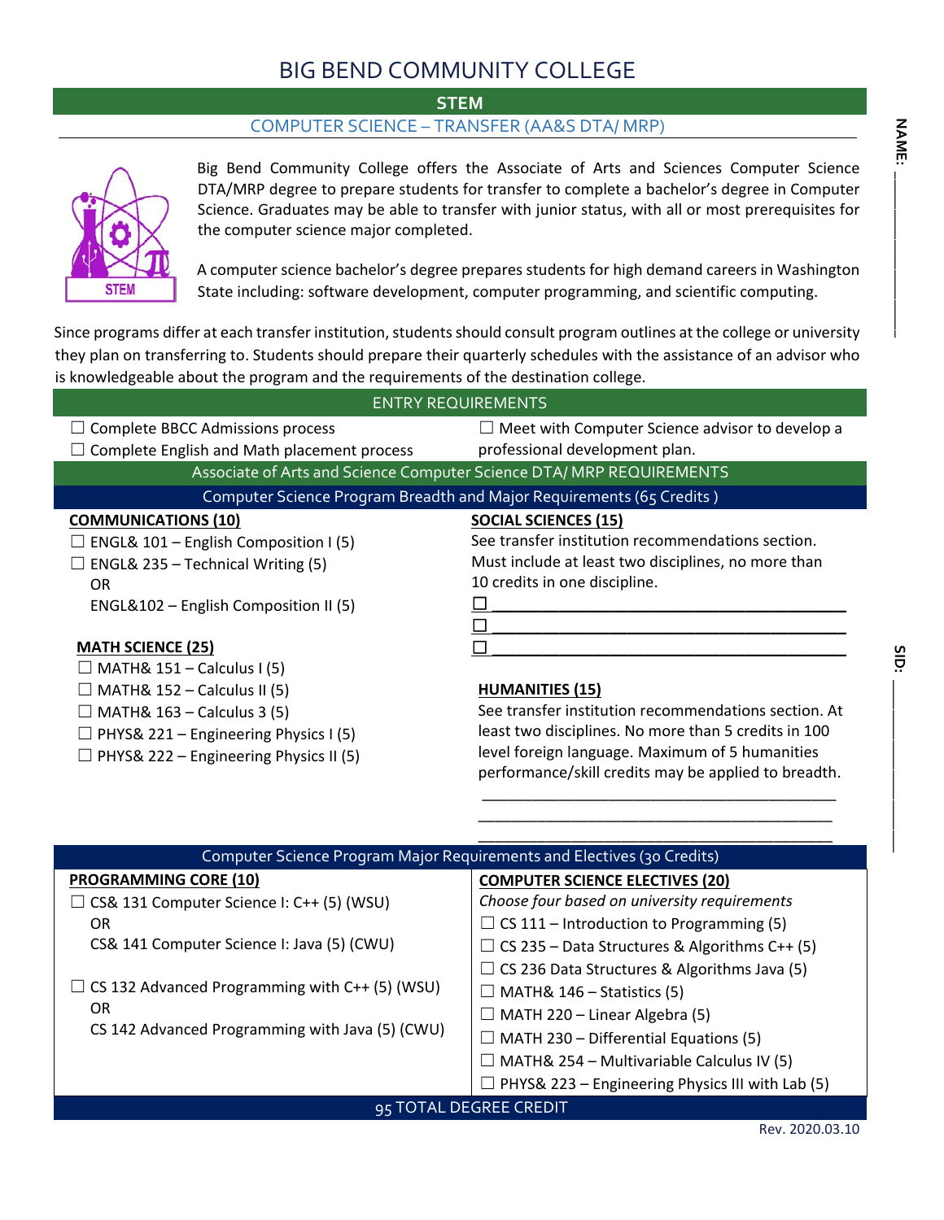# BIG BEND COMMUNITY COLLEGE

## STEM

### COMPUTER SCIENCE – TRANSFER (AA&S DTA/ MRP)

NAME: ____________

SID: ____________

Big Bend Community College offers the Associate of Arts and Sciences Computer Science DTA/MRP degree to prepare students for transfer to complete a bachelor's degree in Computer Science. Graduates may be able to transfer with junior status, with all or most prerequisites for the computer science major completed.

A computer science bachelor's degree prepares students for high demand careers in Washington State including: software development, computer programming, and scientific computing.

Since programs differ at each transfer institution, students should consult program outlines at the college or university they plan on transferring to. Students should prepare their quarterly schedules with the assistance of an advisor who is knowledgeable about the program and the requirements of the destination college.

## ENTRY REQUIREMENTS

- ☐ Complete BBCC Admissions process
- ☐ Complete English and Math placement process
- ☐ Meet with Computer Science advisor to develop a professional development plan.

## Associate of Arts and Science Computer Science DTA/ MRP REQUIREMENTS

### Computer Science Program Breadth and Major Requirements (65 Credits )

**COMMUNICATIONS (10)**

- ☐ ENGL& 101 – English Composition I (5)
- ☐ ENGL& 235 – Technical Writing (5)
  OR
  ENGL&102 – English Composition II (5)

**MATH SCIENCE (25)**

- ☐ MATH& 151 – Calculus I (5)
- ☐ MATH& 152 – Calculus II (5)
- ☐ MATH& 163 – Calculus 3 (5)
- ☐ PHYS& 221 – Engineering Physics I (5)
- ☐ PHYS& 222 – Engineering Physics II (5)

**SOCIAL SCIENCES (15)**

See transfer institution recommendations section. Must include at least two disciplines, no more than 10 credits in one discipline.

- ☐ ________________________________
- ☐ ________________________________
- ☐ ________________________________

**HUMANITIES (15)**

See transfer institution recommendations section. At least two disciplines. No more than 5 credits in 100 level foreign language. Maximum of 5 humanities performance/skill credits may be applied to breadth.

________________________________

________________________________

________________________________

### Computer Science Program Major Requirements and Electives (30 Credits)

**PROGRAMMING CORE (10)**

- ☐ CS& 131 Computer Science I: C++ (5) (WSU)
  OR
  CS& 141 Computer Science I: Java (5) (CWU)
- ☐ CS 132 Advanced Programming with C++ (5) (WSU)
  OR
  CS 142 Advanced Programming with Java (5) (CWU)

**COMPUTER SCIENCE ELECTIVES (20)**

*Choose four based on university requirements*

- ☐ CS 111 – Introduction to Programming (5)
- ☐ CS 235 – Data Structures & Algorithms C++ (5)
- ☐ CS 236 Data Structures & Algorithms Java (5)
- ☐ MATH& 146 – Statistics (5)
- ☐ MATH 220 – Linear Algebra (5)
- ☐ MATH 230 – Differential Equations (5)
- ☐ MATH& 254 – Multivariable Calculus IV (5)
- ☐ PHYS& 223 – Engineering Physics III with Lab (5)

**95 TOTAL DEGREE CREDIT**

Rev. 2020.03.10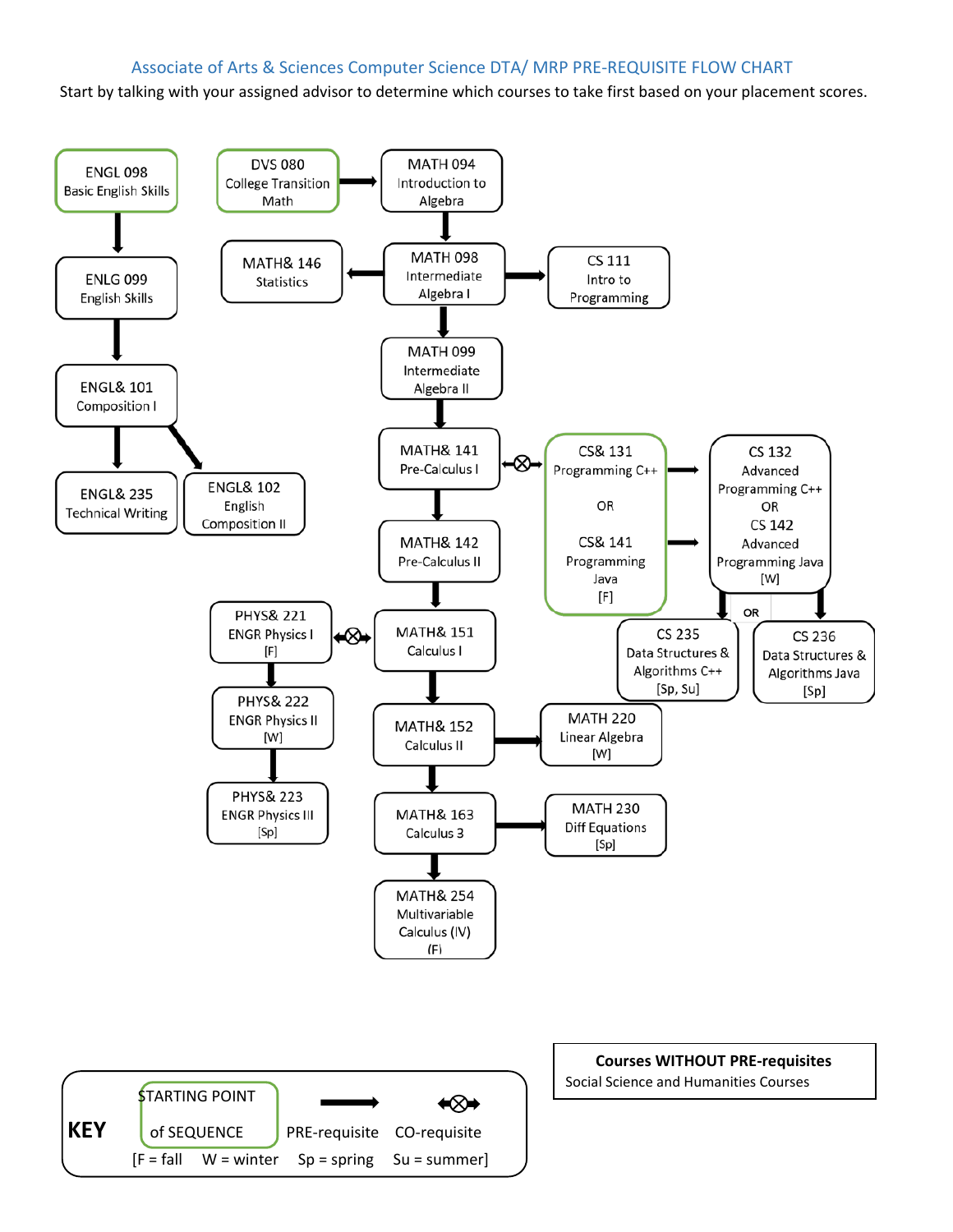# Associate of Arts & Sciences Computer Science DTA/ MRP PRE-REQUISITE FLOW CHART

Start by talking with your assigned advisor to determine which courses to take first based on your placement scores.

ENGL 098
Basic English Skills

ENLG 099
English Skills

ENGL& 101
Composition I

ENGL& 235
Technical Writing

ENGL& 102
English Composition II

DVS 080
College Transition Math

MATH 094
Introduction to Algebra

MATH& 146
Statistics

MATH 098
Intermediate Algebra I

CS 111
Intro to Programming

MATH 099
Intermediate Algebra II

MATH& 141
Pre-Calculus I

CS& 131
Programming C++

OR

CS& 141
Programming Java
[F]

CS 132
Advanced Programming C++
OR
CS 142
Advanced Programming Java
[W]

OR

CS 235
Data Structures & Algorithms C++
[Sp, Su]

CS 236
Data Structures & Algorithms Java
[Sp]

MATH& 142
Pre-Calculus II

PHYS& 221
ENGR Physics I
[F]

MATH& 151
Calculus I

PHYS& 222
ENGR Physics II
[W]

MATH& 152
Calculus II

MATH 220
Linear Algebra
[W]

PHYS& 223
ENGR Physics III
[Sp]

MATH& 163
Calculus 3

MATH 230
Diff Equations
[Sp]

MATH& 254
Multivariable Calculus (IV)
(F)

**KEY**

STARTING POINT of SEQUENCE

PRE-requisite

CO-requisite

[F = fall W = winter Sp = spring Su = summer]

**Courses WITHOUT PRE-requisites**

Social Science and Humanities Courses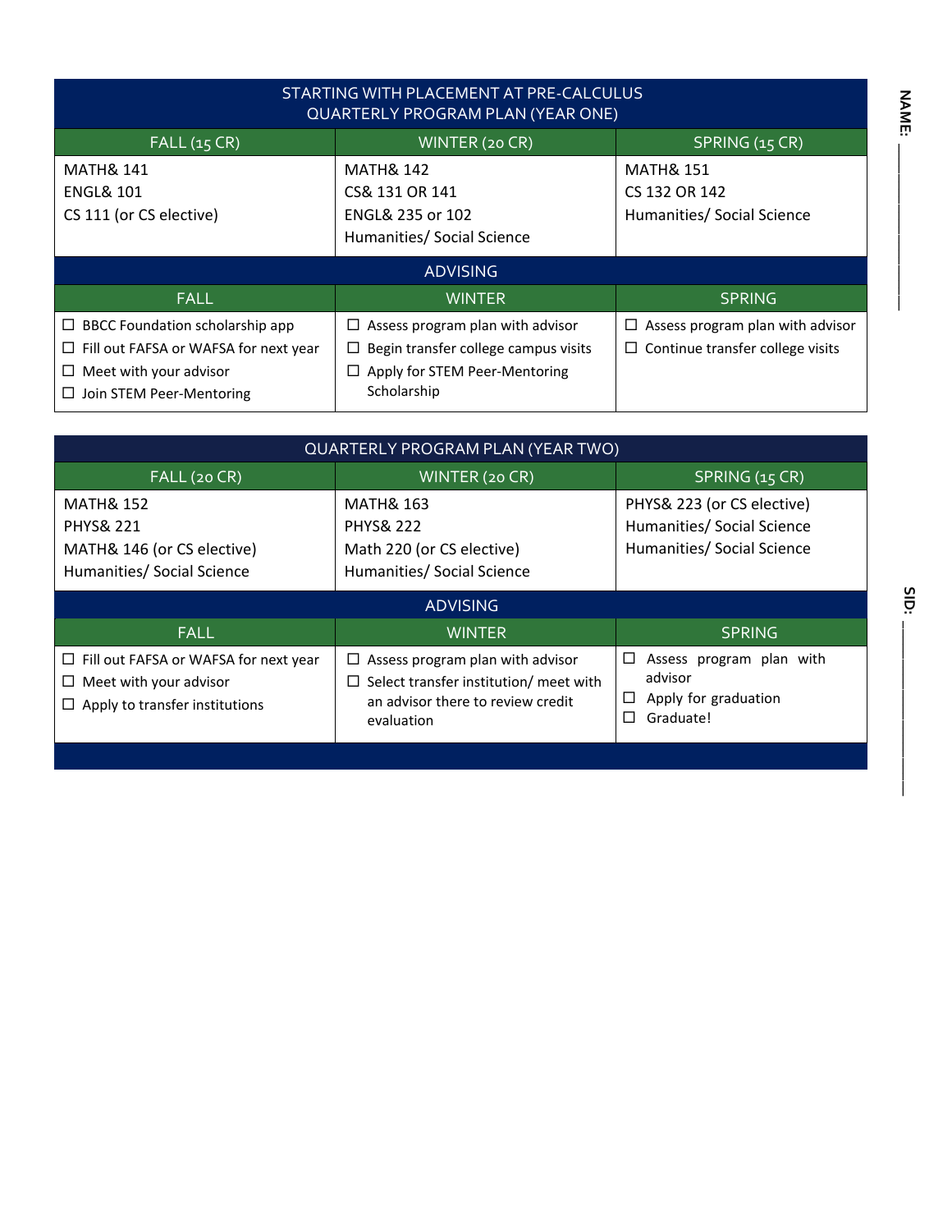NAME: ____________________

SID: ____________________

## STARTING WITH PLACEMENT AT PRE-CALCULUS QUARTERLY PROGRAM PLAN (YEAR ONE)

| FALL (15 CR) | WINTER (20 CR) | SPRING (15 CR) |
|---|---|---|
| MATH& 141<br>ENGL& 101<br>CS 111 (or CS elective) | MATH& 142<br>CS& 131 OR 141<br>ENGL& 235 or 102<br>Humanities/ Social Science | MATH& 151<br>CS 132 OR 142<br>Humanities/ Social Science |

### ADVISING

| FALL | WINTER | SPRING |
|---|---|---|
| ☐ BBCC Foundation scholarship app<br>☐ Fill out FAFSA or WAFSA for next year<br>☐ Meet with your advisor<br>☐ Join STEM Peer-Mentoring | ☐ Assess program plan with advisor<br>☐ Begin transfer college campus visits<br>☐ Apply for STEM Peer-Mentoring Scholarship | ☐ Assess program plan with advisor<br>☐ Continue transfer college visits |

## QUARTERLY PROGRAM PLAN (YEAR TWO)

| FALL (20 CR) | WINTER (20 CR) | SPRING (15 CR) |
|---|---|---|
| MATH& 152<br>PHYS& 221<br>MATH& 146 (or CS elective)<br>Humanities/ Social Science | MATH& 163<br>PHYS& 222<br>Math 220 (or CS elective)<br>Humanities/ Social Science | PHYS& 223 (or CS elective)<br>Humanities/ Social Science<br>Humanities/ Social Science |

### ADVISING

| FALL | WINTER | SPRING |
|---|---|---|
| ☐ Fill out FAFSA or WAFSA for next year<br>☐ Meet with your advisor<br>☐ Apply to transfer institutions | ☐ Assess program plan with advisor<br>☐ Select transfer institution/ meet with an advisor there to review credit evaluation | ☐ Assess program plan with advisor<br>☐ Apply for graduation<br>☐ Graduate! |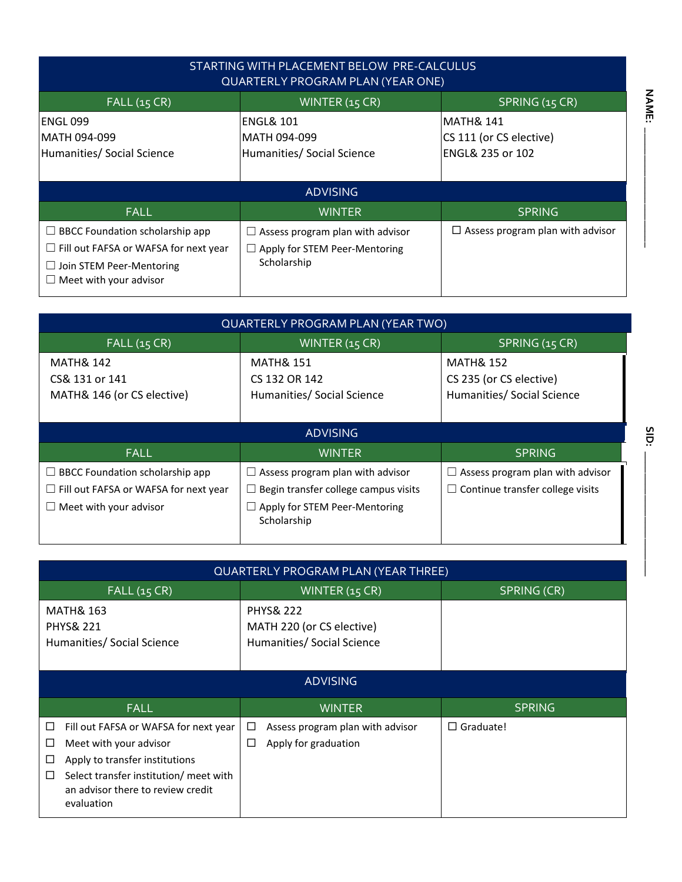**NAME: ____________________**

**SID: ____________________**

| STARTING WITH PLACEMENT BELOW PRE-CALCULUS<br>QUARTERLY PROGRAM PLAN (YEAR ONE) | | |
|---|---|---|
| FALL (15 CR) | WINTER (15 CR) | SPRING (15 CR) |
| ENGL 099<br>MATH 094-099<br>Humanities/ Social Science | ENGL& 101<br>MATH 094-099<br>Humanities/ Social Science | MATH& 141<br>CS 111 (or CS elective)<br>ENGL& 235 or 102 |
| **ADVISING** | | |
| FALL | WINTER | SPRING |
| ☐ BBCC Foundation scholarship app<br>☐ Fill out FAFSA or WAFSA for next year<br>☐ Join STEM Peer-Mentoring<br>☐ Meet with your advisor | ☐ Assess program plan with advisor<br>☐ Apply for STEM Peer-Mentoring Scholarship | ☐ Assess program plan with advisor |

| QUARTERLY PROGRAM PLAN (YEAR TWO) | | |
|---|---|---|
| FALL (15 CR) | WINTER (15 CR) | SPRING (15 CR) |
| MATH& 142<br>CS& 131 or 141<br>MATH& 146 (or CS elective) | MATH& 151<br>CS 132 OR 142<br>Humanities/ Social Science | MATH& 152<br>CS 235 (or CS elective)<br>Humanities/ Social Science |
| **ADVISING** | | |
| FALL | WINTER | SPRING |
| ☐ BBCC Foundation scholarship app<br>☐ Fill out FAFSA or WAFSA for next year<br>☐ Meet with your advisor | ☐ Assess program plan with advisor<br>☐ Begin transfer college campus visits<br>☐ Apply for STEM Peer-Mentoring Scholarship | ☐ Assess program plan with advisor<br>☐ Continue transfer college visits |

| QUARTERLY PROGRAM PLAN (YEAR THREE) | | |
|---|---|---|
| FALL (15 CR) | WINTER (15 CR) | SPRING (CR) |
| MATH& 163<br>PHYS& 221<br>Humanities/ Social Science | PHYS& 222<br>MATH 220 (or CS elective)<br>Humanities/ Social Science | |
| **ADVISING** | | |
| FALL | WINTER | SPRING |
| ☐ Fill out FAFSA or WAFSA for next year<br>☐ Meet with your advisor<br>☐ Apply to transfer institutions<br>☐ Select transfer institution/ meet with an advisor there to review credit evaluation | ☐ Assess program plan with advisor<br>☐ Apply for graduation | ☐ Graduate! |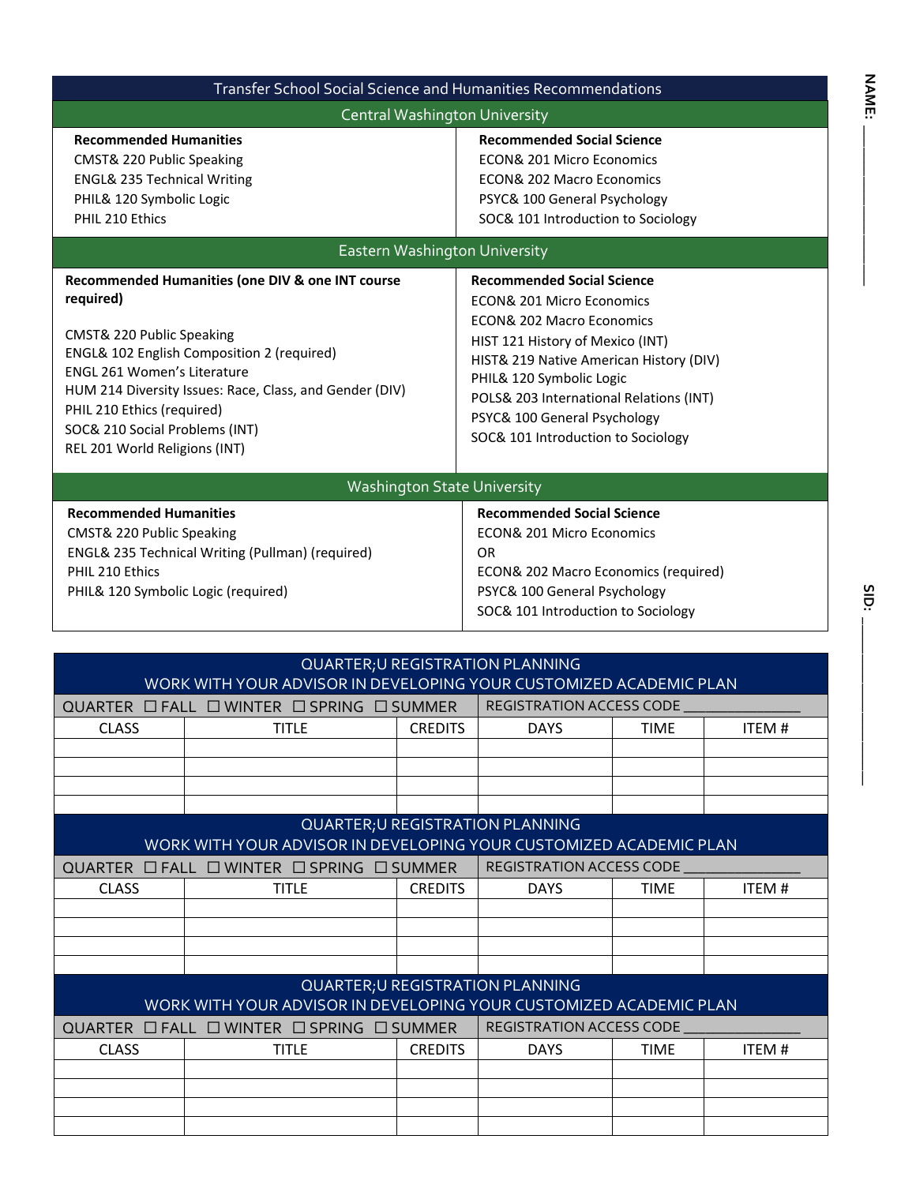NAME: ____________

SID: ____________

# Transfer School Social Science and Humanities Recommendations

## Central Washington University

| Recommended Humanities | Recommended Social Science |
|---|---|
| CMST& 220 Public Speaking | ECON& 201 Micro Economics |
| ENGL& 235 Technical Writing | ECON& 202 Macro Economics |
| PHIL& 120 Symbolic Logic | PSYC& 100 General Psychology |
| PHIL 210 Ethics | SOC& 101 Introduction to Sociology |

## Eastern Washington University

| Recommended Humanities (one DIV & one INT course required) | Recommended Social Science |
|---|---|
| CMST& 220 Public Speaking | ECON& 201 Micro Economics |
| ENGL& 102 English Composition 2 (required) | ECON& 202 Macro Economics |
| ENGL 261 Women's Literature | HIST 121 History of Mexico (INT) |
| HUM 214 Diversity Issues: Race, Class, and Gender (DIV) | HIST& 219 Native American History (DIV) |
| PHIL 210 Ethics (required) | PHIL& 120 Symbolic Logic |
| SOC& 210 Social Problems (INT) | POLS& 203 International Relations (INT) |
| REL 201 World Religions (INT) | PSYC& 100 General Psychology |
| | SOC& 101 Introduction to Sociology |

## Washington State University

| Recommended Humanities | Recommended Social Science |
|---|---|
| CMST& 220 Public Speaking | ECON& 201 Micro Economics |
| ENGL& 235 Technical Writing (Pullman) (required) | OR |
| PHIL 210 Ethics | ECON& 202 Macro Economics (required) |
| PHIL& 120 Symbolic Logic (required) | PSYC& 100 General Psychology |
| | SOC& 101 Introduction to Sociology |

## QUARTER;U REGISTRATION PLANNING
WORK WITH YOUR ADVISOR IN DEVELOPING YOUR CUSTOMIZED ACADEMIC PLAN

QUARTER ☐ FALL ☐ WINTER ☐ SPRING ☐ SUMMER REGISTRATION ACCESS CODE ____________

| CLASS | TITLE | CREDITS | DAYS | TIME | ITEM # |
|---|---|---|---|---|---|
| | | | | | |
| | | | | | |
| | | | | | |
| | | | | | |

## QUARTER;U REGISTRATION PLANNING
WORK WITH YOUR ADVISOR IN DEVELOPING YOUR CUSTOMIZED ACADEMIC PLAN

QUARTER ☐ FALL ☐ WINTER ☐ SPRING ☐ SUMMER REGISTRATION ACCESS CODE ____________

| CLASS | TITLE | CREDITS | DAYS | TIME | ITEM # |
|---|---|---|---|---|---|
| | | | | | |
| | | | | | |
| | | | | | |
| | | | | | |

## QUARTER;U REGISTRATION PLANNING
WORK WITH YOUR ADVISOR IN DEVELOPING YOUR CUSTOMIZED ACADEMIC PLAN

QUARTER ☐ FALL ☐ WINTER ☐ SPRING ☐ SUMMER REGISTRATION ACCESS CODE ____________

| CLASS | TITLE | CREDITS | DAYS | TIME | ITEM # |
|---|---|---|---|---|---|
| | | | | | |
| | | | | | |
| | | | | | |
| | | | | | |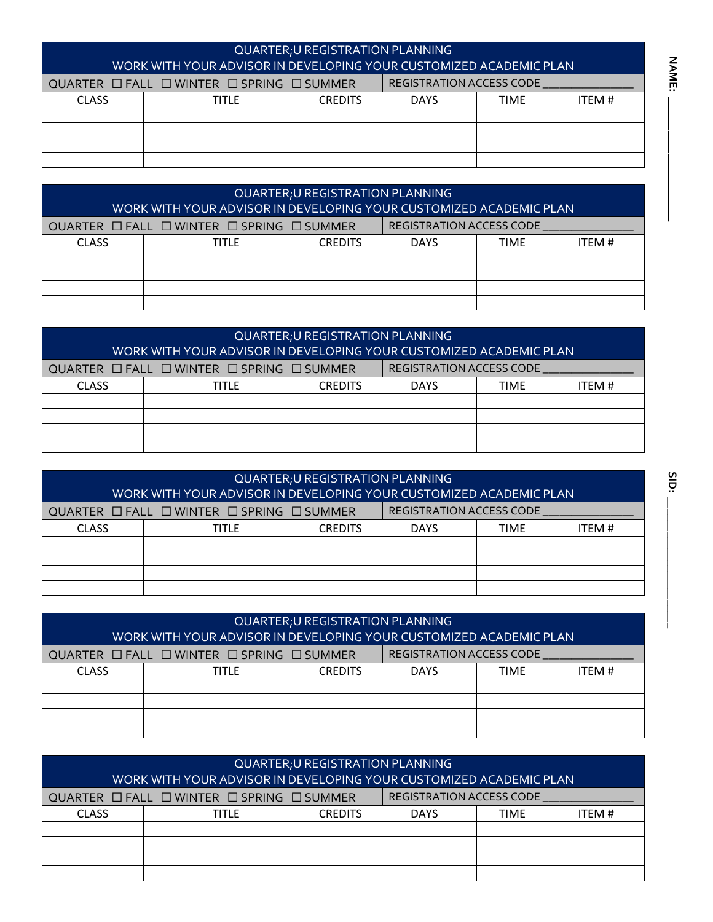NAME: \_\_\_\_\_\_\_\_\_\_\_\_\_\_\_\_

SID: \_\_\_\_\_\_\_\_\_\_\_\_\_\_\_\_

| QUARTER;U REGISTRATION PLANNING<br>WORK WITH YOUR ADVISOR IN DEVELOPING YOUR CUSTOMIZED ACADEMIC PLAN | | | | | |
|---|---|---|---|---|---|
| QUARTER ☐ FALL ☐ WINTER ☐ SPRING ☐ SUMMER | | | REGISTRATION ACCESS CODE \_\_\_\_\_\_\_\_\_\_\_\_\_\_\_\_ | | |
| CLASS | TITLE | CREDITS | DAYS | TIME | ITEM # |
| | | | | | |
| | | | | | |
| | | | | | |
| | | | | | |

| QUARTER;U REGISTRATION PLANNING<br>WORK WITH YOUR ADVISOR IN DEVELOPING YOUR CUSTOMIZED ACADEMIC PLAN | | | | | |
|---|---|---|---|---|---|
| QUARTER ☐ FALL ☐ WINTER ☐ SPRING ☐ SUMMER | | | REGISTRATION ACCESS CODE \_\_\_\_\_\_\_\_\_\_\_\_\_\_\_\_ | | |
| CLASS | TITLE | CREDITS | DAYS | TIME | ITEM # |
| | | | | | |
| | | | | | |
| | | | | | |
| | | | | | |

| QUARTER;U REGISTRATION PLANNING<br>WORK WITH YOUR ADVISOR IN DEVELOPING YOUR CUSTOMIZED ACADEMIC PLAN | | | | | |
|---|---|---|---|---|---|
| QUARTER ☐ FALL ☐ WINTER ☐ SPRING ☐ SUMMER | | | REGISTRATION ACCESS CODE \_\_\_\_\_\_\_\_\_\_\_\_\_\_\_\_ | | |
| CLASS | TITLE | CREDITS | DAYS | TIME | ITEM # |
| | | | | | |
| | | | | | |
| | | | | | |
| | | | | | |

| QUARTER;U REGISTRATION PLANNING<br>WORK WITH YOUR ADVISOR IN DEVELOPING YOUR CUSTOMIZED ACADEMIC PLAN | | | | | |
|---|---|---|---|---|---|
| QUARTER ☐ FALL ☐ WINTER ☐ SPRING ☐ SUMMER | | | REGISTRATION ACCESS CODE \_\_\_\_\_\_\_\_\_\_\_\_\_\_\_\_ | | |
| CLASS | TITLE | CREDITS | DAYS | TIME | ITEM # |
| | | | | | |
| | | | | | |
| | | | | | |
| | | | | | |

| QUARTER;U REGISTRATION PLANNING<br>WORK WITH YOUR ADVISOR IN DEVELOPING YOUR CUSTOMIZED ACADEMIC PLAN | | | | | |
|---|---|---|---|---|---|
| QUARTER ☐ FALL ☐ WINTER ☐ SPRING ☐ SUMMER | | | REGISTRATION ACCESS CODE \_\_\_\_\_\_\_\_\_\_\_\_\_\_\_\_ | | |
| CLASS | TITLE | CREDITS | DAYS | TIME | ITEM # |
| | | | | | |
| | | | | | |
| | | | | | |
| | | | | | |

| QUARTER;U REGISTRATION PLANNING<br>WORK WITH YOUR ADVISOR IN DEVELOPING YOUR CUSTOMIZED ACADEMIC PLAN | | | | | |
|---|---|---|---|---|---|
| QUARTER ☐ FALL ☐ WINTER ☐ SPRING ☐ SUMMER | | | REGISTRATION ACCESS CODE \_\_\_\_\_\_\_\_\_\_\_\_\_\_\_\_ | | |
| CLASS | TITLE | CREDITS | DAYS | TIME | ITEM # |
| | | | | | |
| | | | | | |
| | | | | | |
| | | | | | |